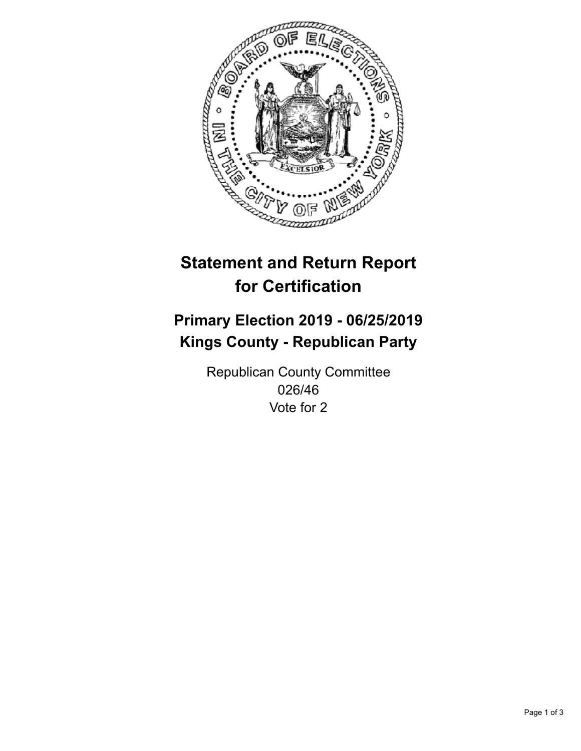# Statement and Return Report for Certification

## Primary Election 2019 - 06/25/2019
## Kings County - Republican Party

Republican County Committee
026/46
Vote for 2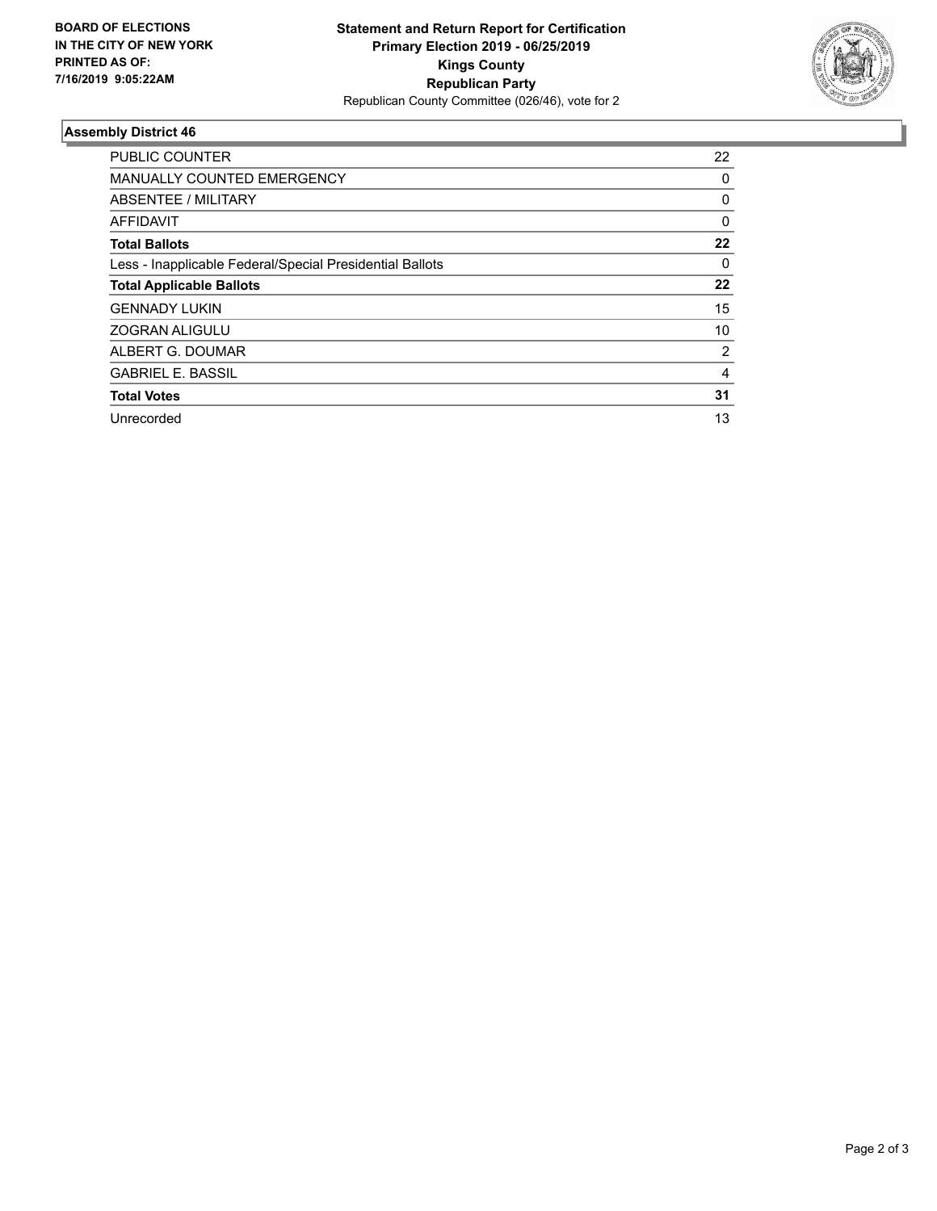**BOARD OF ELECTIONS IN THE CITY OF NEW YORK PRINTED AS OF: 7/16/2019 9:05:22AM**

**Statement and Return Report for Certification Primary Election 2019 - 06/25/2019 Kings County Republican Party**
Republican County Committee (026/46), vote for 2

### Assembly District 46

| | |
|---|---|
| PUBLIC COUNTER | 22 |
| MANUALLY COUNTED EMERGENCY | 0 |
| ABSENTEE / MILITARY | 0 |
| AFFIDAVIT | 0 |
| **Total Ballots** | **22** |
| Less - Inapplicable Federal/Special Presidential Ballots | 0 |
| **Total Applicable Ballots** | **22** |
| GENNADY LUKIN | 15 |
| ZOGRAN ALIGULU | 10 |
| ALBERT G. DOUMAR | 2 |
| GABRIEL E. BASSIL | 4 |
| **Total Votes** | **31** |
| Unrecorded | 13 |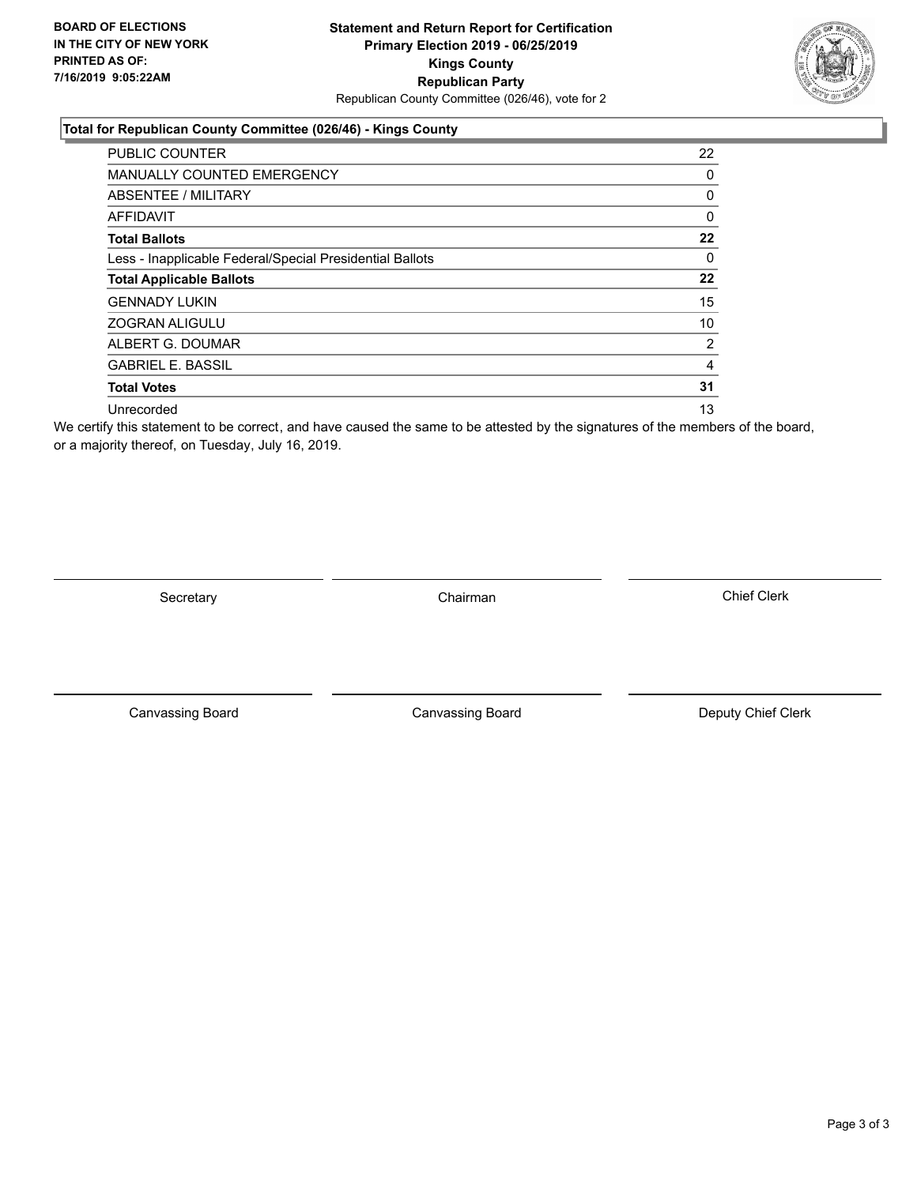**BOARD OF ELECTIONS IN THE CITY OF NEW YORK PRINTED AS OF: 7/16/2019 9:05:22AM**

**Statement and Return Report for Certification**
**Primary Election 2019 - 06/25/2019**
**Kings County**
**Republican Party**
Republican County Committee (026/46), vote for 2

### Total for Republican County Committee (026/46) - Kings County

| | |
|---|---|
| PUBLIC COUNTER | 22 |
| MANUALLY COUNTED EMERGENCY | 0 |
| ABSENTEE / MILITARY | 0 |
| AFFIDAVIT | 0 |
| **Total Ballots** | **22** |
| Less - Inapplicable Federal/Special Presidential Ballots | 0 |
| **Total Applicable Ballots** | **22** |
| GENNADY LUKIN | 15 |
| ZOGRAN ALIGULU | 10 |
| ALBERT G. DOUMAR | 2 |
| GABRIEL E. BASSIL | 4 |
| **Total Votes** | **31** |
| Unrecorded | 13 |

We certify this statement to be correct, and have caused the same to be attested by the signatures of the members of the board, or a majority thereof, on Tuesday, July 16, 2019.

Secretary

Chairman

Chief Clerk

Canvassing Board

Canvassing Board

Deputy Chief Clerk